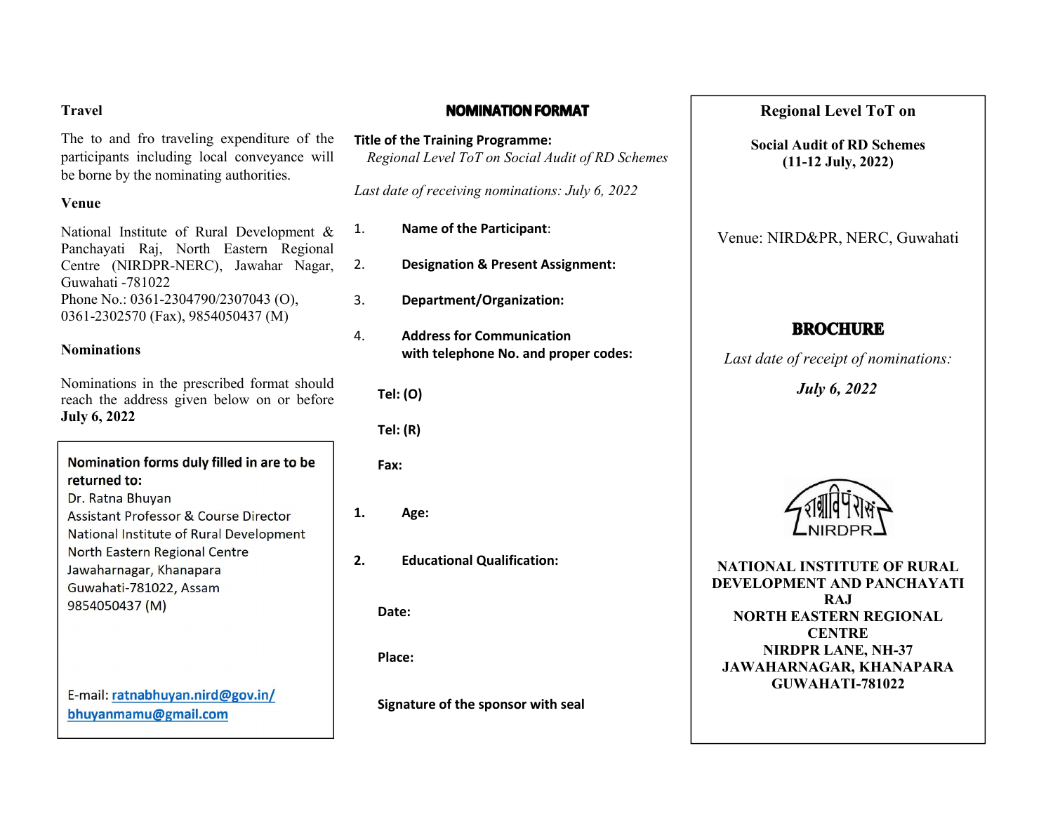**Travel**

The to and fro traveling expenditure of the participants including local conveyance will be borne by the nominating authorities.

**Venue**

National Institute of Rural Development & Panchayati Raj, North Eastern Regional Centre (NIRDPR-NERC), Jawahar Nagar, Guwahati -781022
Phone No.: 0361-2304790/2307043 (O), 0361-2302570 (Fax), 9854050437 (M)

**Nominations**

Nominations in the prescribed format should reach the address given below on or before **July 6, 2022**

**Nomination forms duly filled in are to be returned to:**
Dr. Ratna Bhuyan
Assistant Professor & Course Director
National Institute of Rural Development
North Eastern Regional Centre
Jawaharnagar, Khanapara
Guwahati-781022, Assam
9854050437 (M)

E-mail: ratnabhuyan.nird@gov.in/ bhuyanmamu@gmail.com

## NOMINATION FORMAT

**Title of the Training Programme:**
*Regional Level ToT on Social Audit of RD Schemes*

*Last date of receiving nominations: July 6, 2022*

1. **Name of the Participant**:
2. **Designation & Present Assignment:**
3. **Department/Organization:**
4. **Address for Communication with telephone No. and proper codes:**

**Tel: (O)**

**Tel: (R)**

**Fax:**

1. **Age:**
2. **Educational Qualification:**

**Date:**

**Place:**

**Signature of the sponsor with seal**

**Regional Level ToT on**

**Social Audit of RD Schemes**
**(11-12 July, 2022)**

Venue: NIRD&PR, NERC, Guwahati

## BROCHURE

*Last date of receipt of nominations:*

***July 6, 2022***

शग्राविपंरासं
NIRDPR

**NATIONAL INSTITUTE OF RURAL DEVELOPMENT AND PANCHAYATI RAJ**
**NORTH EASTERN REGIONAL CENTRE**
**NIRDPR LANE, NH-37**
**JAWAHARNAGAR, KHANAPARA**
**GUWAHATI-781022**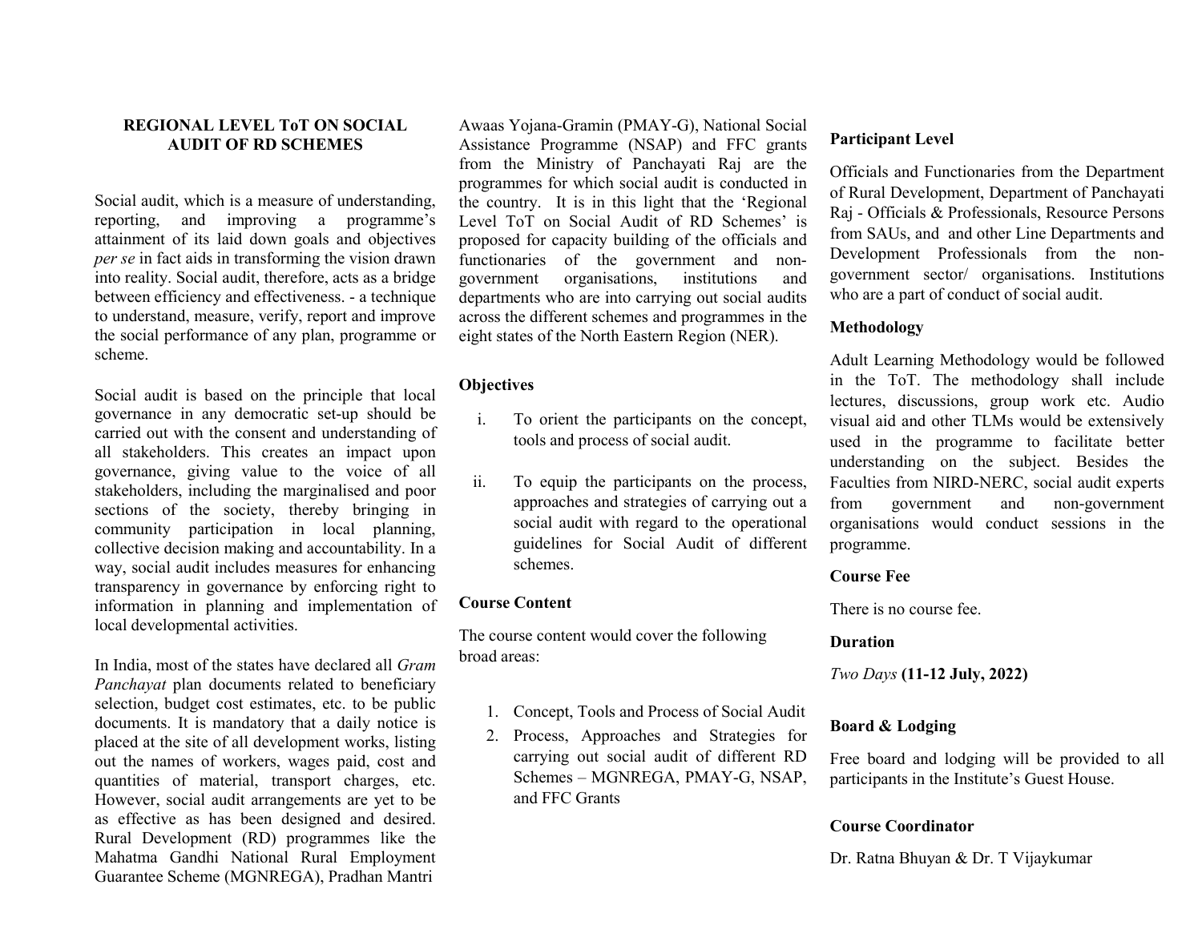# REGIONAL LEVEL ToT ON SOCIAL AUDIT OF RD SCHEMES

Social audit, which is a measure of understanding, reporting, and improving a programme's attainment of its laid down goals and objectives *per se* in fact aids in transforming the vision drawn into reality. Social audit, therefore, acts as a bridge between efficiency and effectiveness. - a technique to understand, measure, verify, report and improve the social performance of any plan, programme or scheme.

Social audit is based on the principle that local governance in any democratic set-up should be carried out with the consent and understanding of all stakeholders. This creates an impact upon governance, giving value to the voice of all stakeholders, including the marginalised and poor sections of the society, thereby bringing in community participation in local planning, collective decision making and accountability. In a way, social audit includes measures for enhancing transparency in governance by enforcing right to information in planning and implementation of local developmental activities.

In India, most of the states have declared all *Gram Panchayat* plan documents related to beneficiary selection, budget cost estimates, etc. to be public documents. It is mandatory that a daily notice is placed at the site of all development works, listing out the names of workers, wages paid, cost and quantities of material, transport charges, etc. However, social audit arrangements are yet to be as effective as has been designed and desired. Rural Development (RD) programmes like the Mahatma Gandhi National Rural Employment Guarantee Scheme (MGNREGA), Pradhan Mantri Awaas Yojana-Gramin (PMAY-G), National Social Assistance Programme (NSAP) and FFC grants from the Ministry of Panchayati Raj are the programmes for which social audit is conducted in the country. It is in this light that the 'Regional Level ToT on Social Audit of RD Schemes' is proposed for capacity building of the officials and functionaries of the government and non-government organisations, institutions and departments who are into carrying out social audits across the different schemes and programmes in the eight states of the North Eastern Region (NER).

## Objectives

i. To orient the participants on the concept, tools and process of social audit.

ii. To equip the participants on the process, approaches and strategies of carrying out a social audit with regard to the operational guidelines for Social Audit of different schemes.

## Course Content

The course content would cover the following broad areas:

1. Concept, Tools and Process of Social Audit
2. Process, Approaches and Strategies for carrying out social audit of different RD Schemes – MGNREGA, PMAY-G, NSAP, and FFC Grants

## Participant Level

Officials and Functionaries from the Department of Rural Development, Department of Panchayati Raj - Officials & Professionals, Resource Persons from SAUs, and and other Line Departments and Development Professionals from the non-government sector/ organisations. Institutions who are a part of conduct of social audit.

## Methodology

Adult Learning Methodology would be followed in the ToT. The methodology shall include lectures, discussions, group work etc. Audio visual aid and other TLMs would be extensively used in the programme to facilitate better understanding on the subject. Besides the Faculties from NIRD-NERC, social audit experts from government and non-government organisations would conduct sessions in the programme.

## Course Fee

There is no course fee.

## Duration

*Two Days* **(11-12 July, 2022)**

## Board & Lodging

Free board and lodging will be provided to all participants in the Institute's Guest House.

## Course Coordinator

Dr. Ratna Bhuyan & Dr. T Vijaykumar